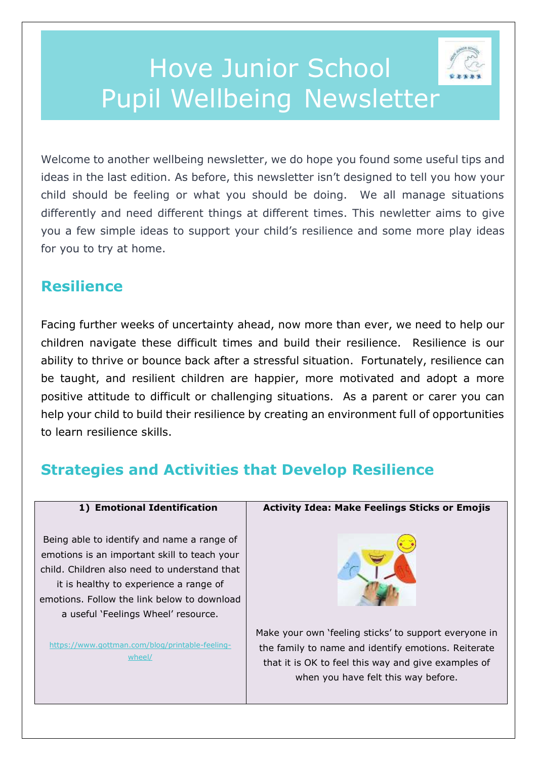# Hove Junior School Pupil Wellbeing Newsletter

Welcome to another wellbeing newsletter, we do hope you found some useful tips and ideas in the last edition. As before, this newsletter isn't designed to tell you how your child should be feeling or what you should be doing. We all manage situations differently and need different things at different times. This newletter aims to give you a few simple ideas to support your child's resilience and some more play ideas for you to try at home.

## Resilience

Facing further weeks of uncertainty ahead, now more than ever, we need to help our children navigate these difficult times and build their resilience. Resilience is our ability to thrive or bounce back after a stressful situation. Fortunately, resilience can be taught, and resilient children are happier, more motivated and adopt a more positive attitude to difficult or challenging situations. As a parent or carer you can help your child to build their resilience by creating an environment full of opportunities to learn resilience skills.

## Strategies and Activities that Develop Resilience

| 1) Emotional Identification | Activity Idea: Make Feelings Sticks or Emojis |
| --- | --- |
| Being able to identify and name a range of emotions is an important skill to teach your child. Children also need to understand that it is healthy to experience a range of emotions. Follow the link below to download a useful 'Feelings Wheel' resource.<br><br>https://www.gottman.com/blog/printable-feeling-wheel/ | Make your own 'feeling sticks' to support everyone in the family to name and identify emotions. Reiterate that it is OK to feel this way and give examples of when you have felt this way before. |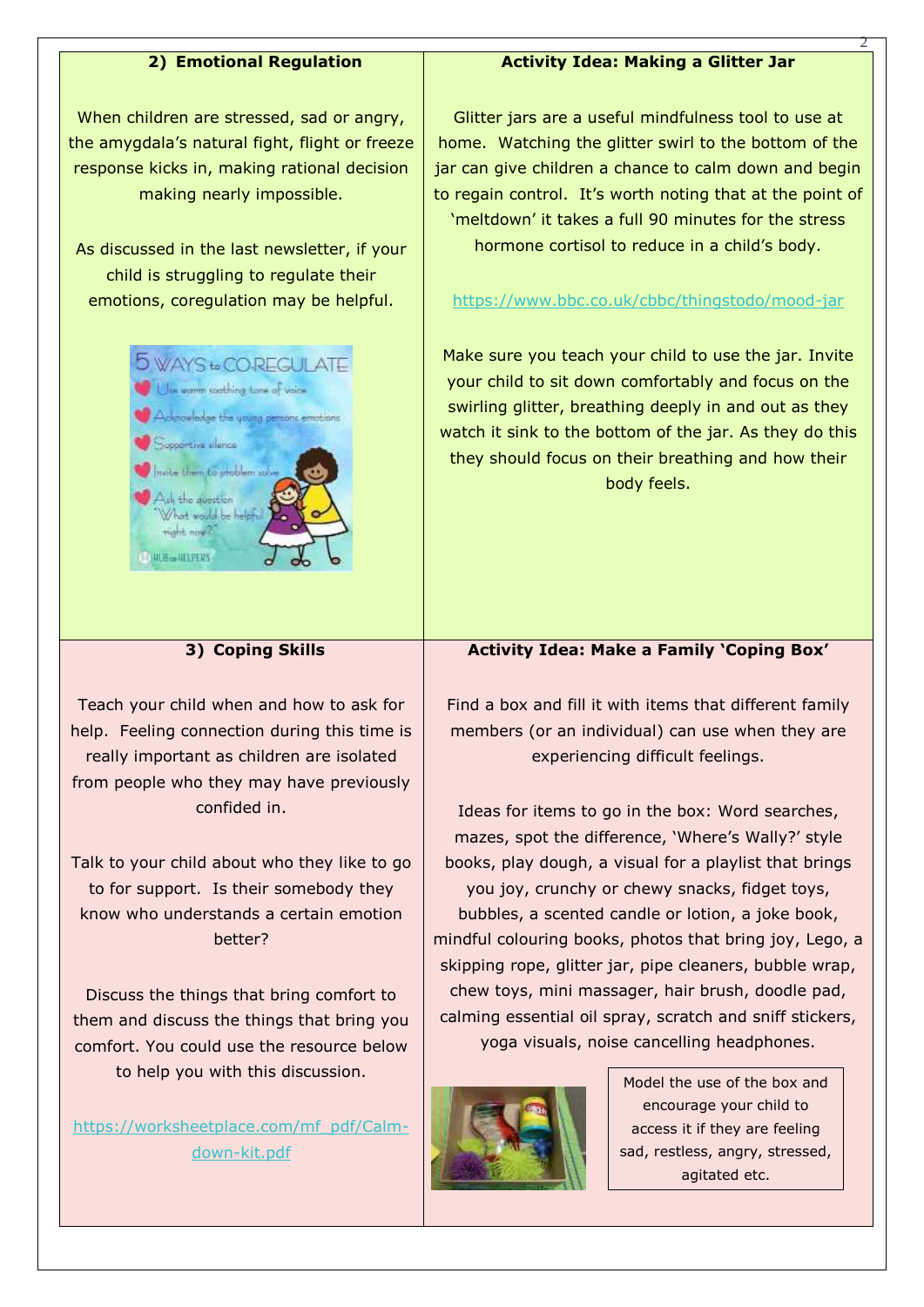## 2) Emotional Regulation

When children are stressed, sad or angry, the amygdala's natural fight, flight or freeze response kicks in, making rational decision making nearly impossible.

As discussed in the last newsletter, if your child is struggling to regulate their emotions, coregulation may be helpful.

## Activity Idea: Making a Glitter Jar

Glitter jars are a useful mindfulness tool to use at home. Watching the glitter swirl to the bottom of the jar can give children a chance to calm down and begin to regain control. It's worth noting that at the point of 'meltdown' it takes a full 90 minutes for the stress hormone cortisol to reduce in a child's body.

https://www.bbc.co.uk/cbbc/thingstodo/mood-jar

Make sure you teach your child to use the jar. Invite your child to sit down comfortably and focus on the swirling glitter, breathing deeply in and out as they watch it sink to the bottom of the jar. As they do this they should focus on their breathing and how their body feels.

## 3) Coping Skills

Teach your child when and how to ask for help. Feeling connection during this time is really important as children are isolated from people who they may have previously confided in.

Talk to your child about who they like to go to for support. Is their somebody they know who understands a certain emotion better?

Discuss the things that bring comfort to them and discuss the things that bring you comfort. You could use the resource below to help you with this discussion.

https://worksheetplace.com/mf_pdf/Calm-down-kit.pdf

## Activity Idea: Make a Family 'Coping Box'

Find a box and fill it with items that different family members (or an individual) can use when they are experiencing difficult feelings.

Ideas for items to go in the box: Word searches, mazes, spot the difference, 'Where's Wally?' style books, play dough, a visual for a playlist that brings you joy, crunchy or chewy snacks, fidget toys, bubbles, a scented candle or lotion, a joke book, mindful colouring books, photos that bring joy, Lego, a skipping rope, glitter jar, pipe cleaners, bubble wrap, chew toys, mini massager, hair brush, doodle pad, calming essential oil spray, scratch and sniff stickers, yoga visuals, noise cancelling headphones.

Model the use of the box and encourage your child to access it if they are feeling sad, restless, angry, stressed, agitated etc.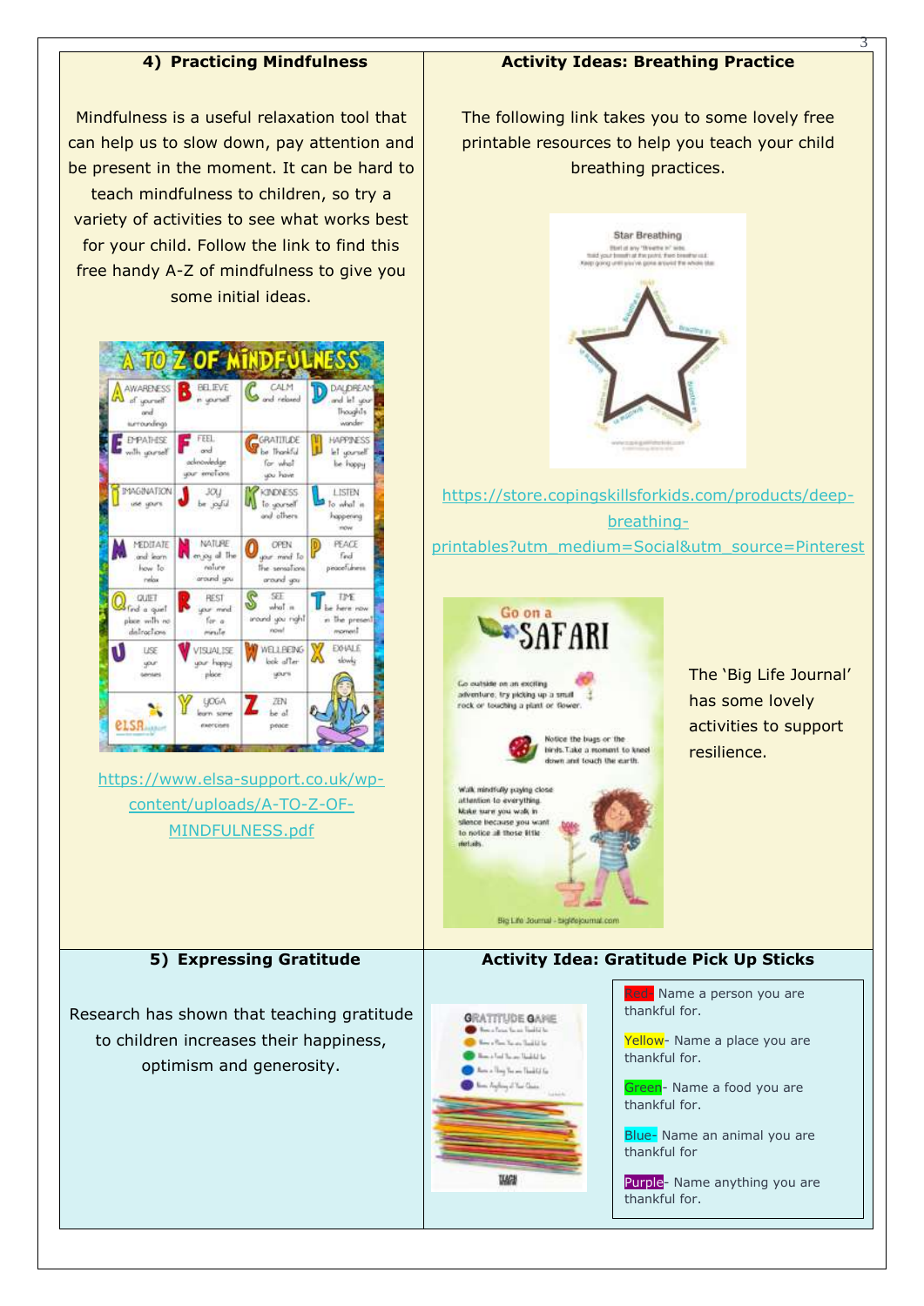## 4) Practicing Mindfulness

Mindfulness is a useful relaxation tool that can help us to slow down, pay attention and be present in the moment. It can be hard to teach mindfulness to children, so try a variety of activities to see what works best for your child. Follow the link to find this free handy A-Z of mindfulness to give you some initial ideas.

https://www.elsa-support.co.uk/wp-content/uploads/A-TO-Z-OF-MINDFULNESS.pdf

## Activity Ideas: Breathing Practice

The following link takes you to some lovely free printable resources to help you teach your child breathing practices.

https://store.copingskillsforkids.com/products/deep-breathing-printables?utm_medium=Social&utm_source=Pinterest

The 'Big Life Journal' has some lovely activities to support resilience.

## 5) Expressing Gratitude

Research has shown that teaching gratitude to children increases their happiness, optimism and generosity.

## Activity Idea: Gratitude Pick Up Sticks

Red- Name a person you are thankful for.

Yellow- Name a place you are thankful for.

Green- Name a food you are thankful for.

Blue- Name an animal you are thankful for

Purple- Name anything you are thankful for.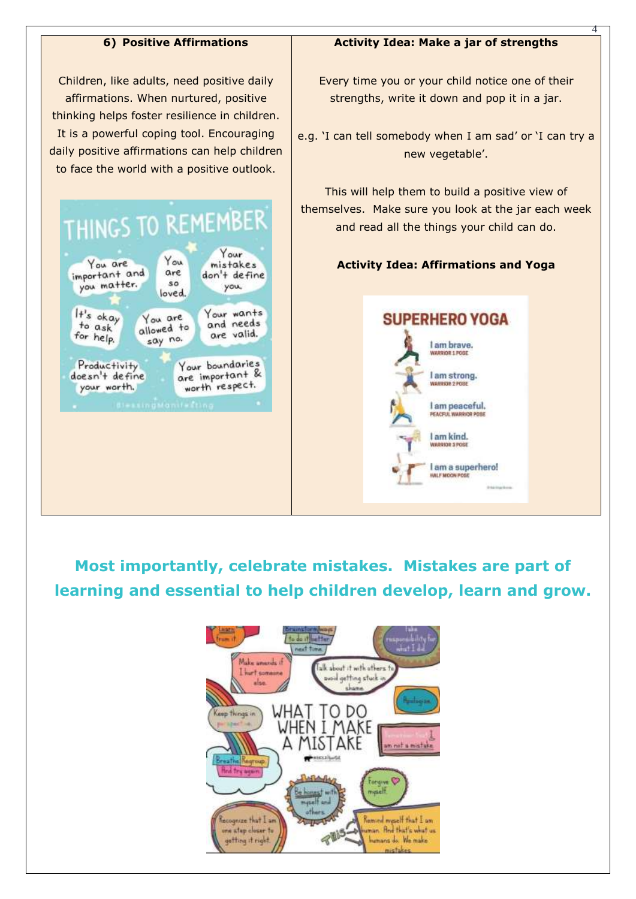### 6) Positive Affirmations

Children, like adults, need positive daily affirmations. When nurtured, positive thinking helps foster resilience in children. It is a powerful coping tool. Encouraging daily positive affirmations can help children to face the world with a positive outlook.

THINGS TO REMEMBER

- You are important and you matter.
- You are so loved.
- Your mistakes don't define you.
- It's okay to ask for help.
- You are allowed to say no.
- Your wants and needs are valid.
- Productivity doesn't define your worth.
- Your boundaries are important & worth respect.

### Activity Idea: Make a jar of strengths

Every time you or your child notice one of their strengths, write it down and pop it in a jar.

e.g. 'I can tell somebody when I am sad' or 'I can try a new vegetable'.

This will help them to build a positive view of themselves. Make sure you look at the jar each week and read all the things your child can do.

### Activity Idea: Affirmations and Yoga

SUPERHERO YOGA

- I am brave. WARRIOR 1 POSE
- I am strong. WARRIOR 2 POSE
- I am peaceful. PEACEFUL WARRIOR POSE
- I am kind. WARRIOR 3 POSE
- I am a superhero! HALF MOON POSE

**Most importantly, celebrate mistakes. Mistakes are part of learning and essential to help children develop, learn and grow.**

WHAT TO DO WHEN I MAKE A MISTAKE

- Learn from it
- Brainstorm ways to do it better next time.
- Take responsibility for what I did.
- Make amends if I hurt someone else.
- Talk about it with others to avoid getting stuck in shame.
- Apologize.
- Keep things in perspective.
- Remember that I am not a mistake
- Breathe. Regroup. And try again.
- Be honest with myself and others.
- Forgive myself.
- Recognize that I am one step closer to getting it right.
- Remind myself that I am human. And that's what us humans do. We make mistakes.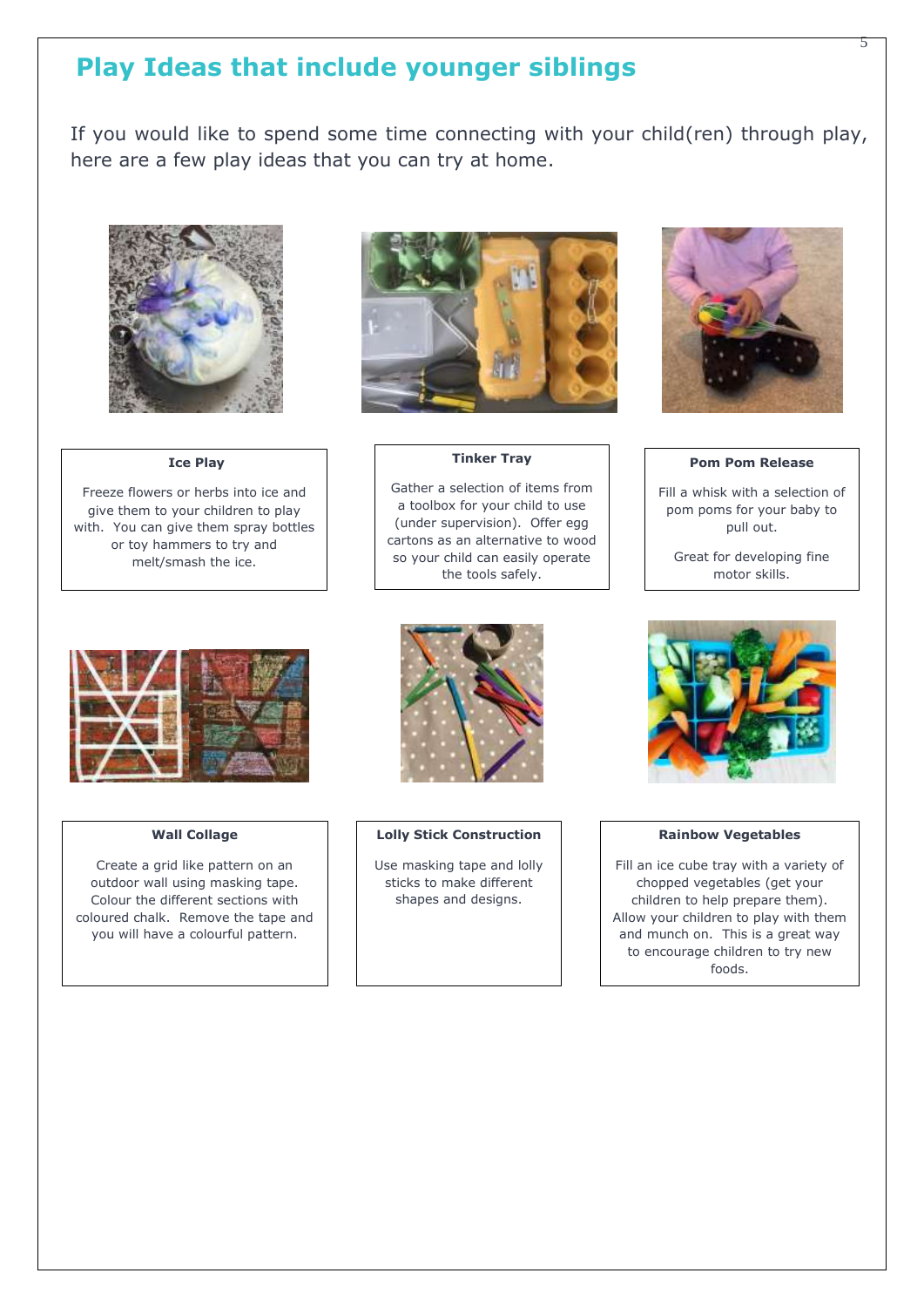# Play Ideas that include younger siblings

If you would like to spend some time connecting with your child(ren) through play, here are a few play ideas that you can try at home.

**Ice Play**

Freeze flowers or herbs into ice and give them to your children to play with. You can give them spray bottles or toy hammers to try and melt/smash the ice.

**Tinker Tray**

Gather a selection of items from a toolbox for your child to use (under supervision). Offer egg cartons as an alternative to wood so your child can easily operate the tools safely.

**Pom Pom Release**

Fill a whisk with a selection of pom poms for your baby to pull out.

Great for developing fine motor skills.

**Wall Collage**

Create a grid like pattern on an outdoor wall using masking tape. Colour the different sections with coloured chalk. Remove the tape and you will have a colourful pattern.

**Lolly Stick Construction**

Use masking tape and lolly sticks to make different shapes and designs.

**Rainbow Vegetables**

Fill an ice cube tray with a variety of chopped vegetables (get your children to help prepare them). Allow your children to play with them and munch on. This is a great way to encourage children to try new foods.